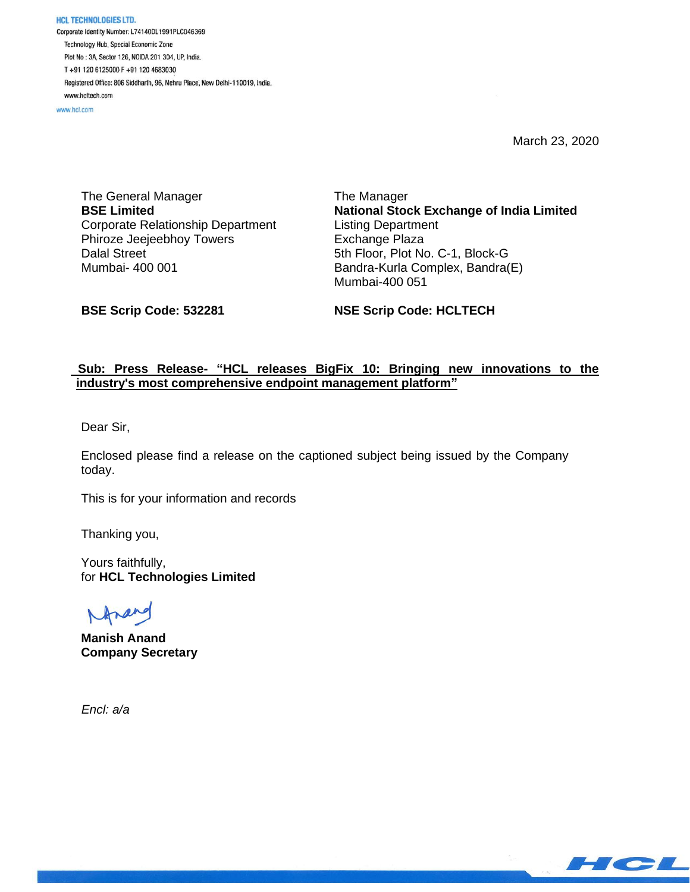**HCL TECHNOLOGIES LTD.**
Corporate Identity Number: L74140DL1991PLC046369
Technology Hub, Special Economic Zone
Plot No : 3A, Sector 126, NOIDA 201 304, UP, India.
T +91 120 6125000 F +91 120 4683030
Registered Office: 806 Siddharth, 96, Nehru Place, New Delhi-110019, India.
www.hcltech.com
www.hcl.com

March 23, 2020

The General Manager
**BSE Limited**
Corporate Relationship Department
Phiroze Jeejeebhoy Towers
Dalal Street
Mumbai- 400 001

**BSE Scrip Code: 532281**

The Manager
**National Stock Exchange of India Limited**
Listing Department
Exchange Plaza
5th Floor, Plot No. C-1, Block-G
Bandra-Kurla Complex, Bandra(E)
Mumbai-400 051

**NSE Scrip Code: HCLTECH**

**Sub: Press Release- "HCL releases BigFix 10: Bringing new innovations to the industry's most comprehensive endpoint management platform"**

Dear Sir,

Enclosed please find a release on the captioned subject being issued by the Company today.

This is for your information and records

Thanking you,

Yours faithfully,
for **HCL Technologies Limited**

**Manish Anand**
**Company Secretary**

*Encl: a/a*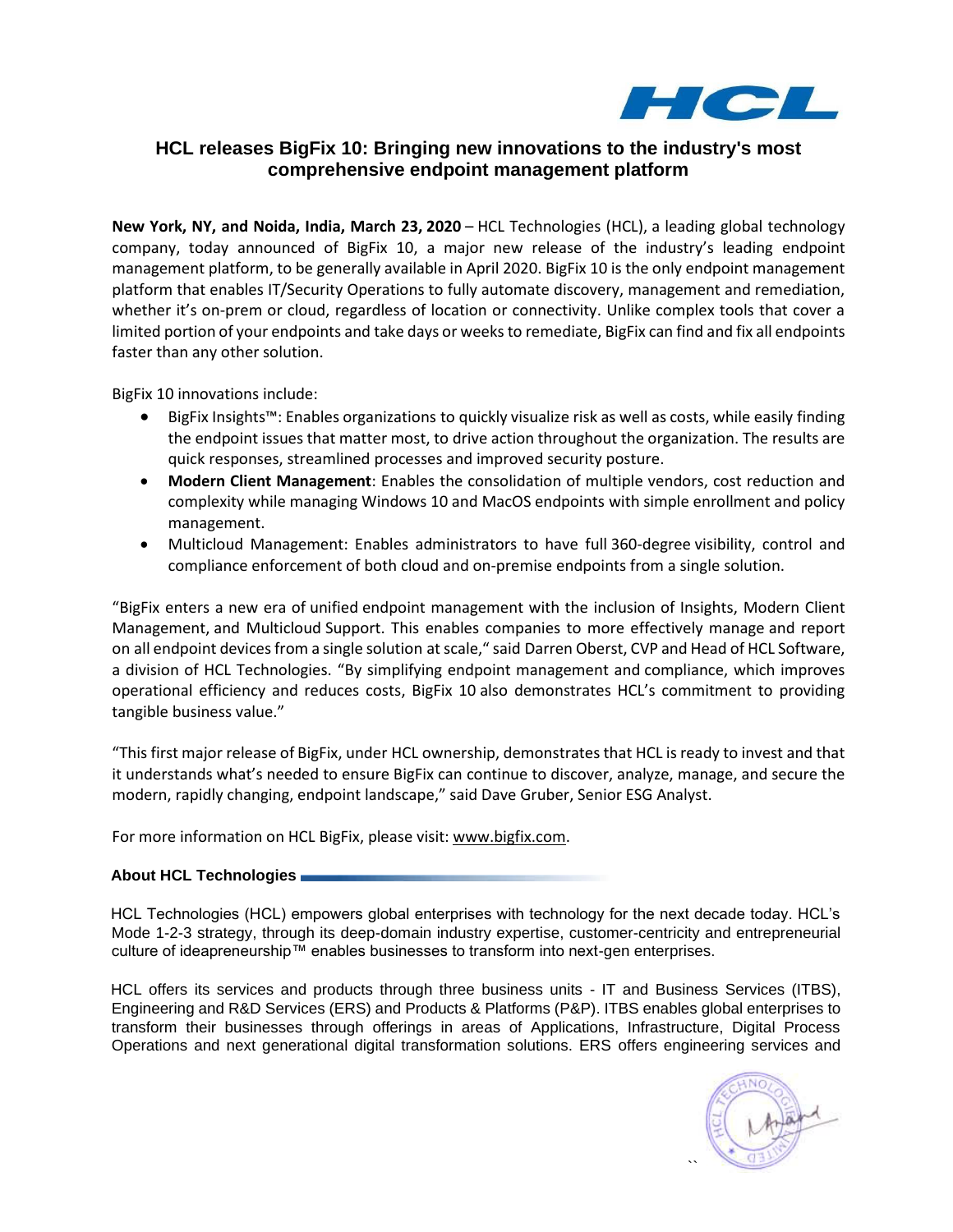# HCL releases BigFix 10: Bringing new innovations to the industry's most comprehensive endpoint management platform

**New York, NY, and Noida, India, March 23, 2020** – HCL Technologies (HCL), a leading global technology company, today announced of BigFix 10, a major new release of the industry's leading endpoint management platform, to be generally available in April 2020. BigFix 10 is the only endpoint management platform that enables IT/Security Operations to fully automate discovery, management and remediation, whether it's on-prem or cloud, regardless of location or connectivity. Unlike complex tools that cover a limited portion of your endpoints and take days or weeks to remediate, BigFix can find and fix all endpoints faster than any other solution.

BigFix 10 innovations include:

- BigFix Insights™: Enables organizations to quickly visualize risk as well as costs, while easily finding the endpoint issues that matter most, to drive action throughout the organization. The results are quick responses, streamlined processes and improved security posture.
- **Modern Client Management**: Enables the consolidation of multiple vendors, cost reduction and complexity while managing Windows 10 and MacOS endpoints with simple enrollment and policy management.
- Multicloud Management: Enables administrators to have full 360-degree visibility, control and compliance enforcement of both cloud and on-premise endpoints from a single solution.

"BigFix enters a new era of unified endpoint management with the inclusion of Insights, Modern Client Management, and Multicloud Support. This enables companies to more effectively manage and report on all endpoint devices from a single solution at scale," said Darren Oberst, CVP and Head of HCL Software, a division of HCL Technologies. "By simplifying endpoint management and compliance, which improves operational efficiency and reduces costs, BigFix 10 also demonstrates HCL's commitment to providing tangible business value."

"This first major release of BigFix, under HCL ownership, demonstrates that HCL is ready to invest and that it understands what's needed to ensure BigFix can continue to discover, analyze, manage, and secure the modern, rapidly changing, endpoint landscape," said Dave Gruber, Senior ESG Analyst.

For more information on HCL BigFix, please visit: www.bigfix.com.

### About HCL Technologies

HCL Technologies (HCL) empowers global enterprises with technology for the next decade today. HCL's Mode 1-2-3 strategy, through its deep-domain industry expertise, customer-centricity and entrepreneurial culture of ideapreneurship™ enables businesses to transform into next-gen enterprises.

HCL offers its services and products through three business units - IT and Business Services (ITBS), Engineering and R&D Services (ERS) and Products & Platforms (P&P). ITBS enables global enterprises to transform their businesses through offerings in areas of Applications, Infrastructure, Digital Process Operations and next generational digital transformation solutions. ERS offers engineering services and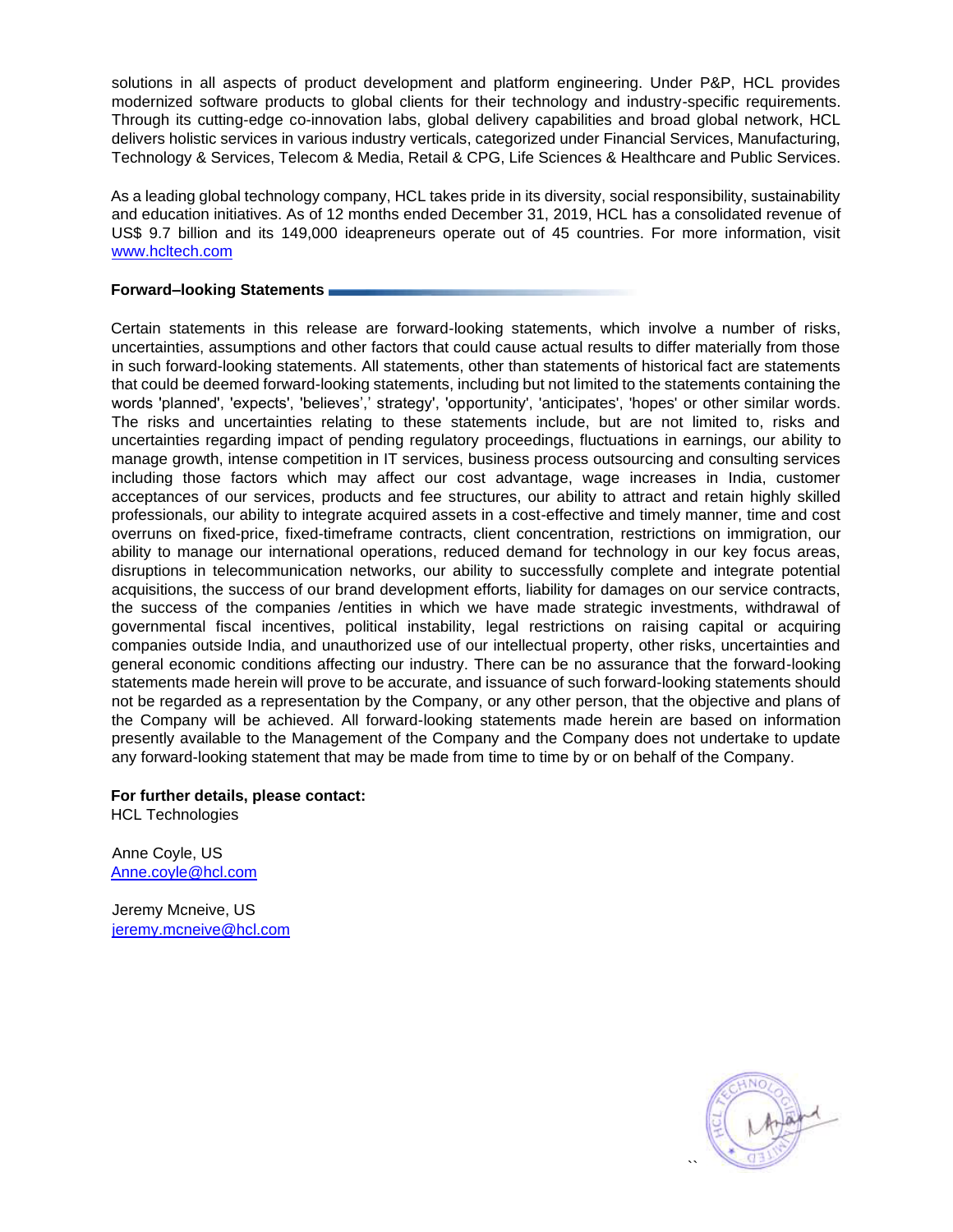solutions in all aspects of product development and platform engineering. Under P&P, HCL provides modernized software products to global clients for their technology and industry-specific requirements. Through its cutting-edge co-innovation labs, global delivery capabilities and broad global network, HCL delivers holistic services in various industry verticals, categorized under Financial Services, Manufacturing, Technology & Services, Telecom & Media, Retail & CPG, Life Sciences & Healthcare and Public Services.

As a leading global technology company, HCL takes pride in its diversity, social responsibility, sustainability and education initiatives. As of 12 months ended December 31, 2019, HCL has a consolidated revenue of US$ 9.7 billion and its 149,000 ideapreneurs operate out of 45 countries. For more information, visit www.hcltech.com

**Forward–looking Statements**

Certain statements in this release are forward-looking statements, which involve a number of risks, uncertainties, assumptions and other factors that could cause actual results to differ materially from those in such forward-looking statements. All statements, other than statements of historical fact are statements that could be deemed forward-looking statements, including but not limited to the statements containing the words 'planned', 'expects', 'believes',' strategy', 'opportunity', 'anticipates', 'hopes' or other similar words. The risks and uncertainties relating to these statements include, but are not limited to, risks and uncertainties regarding impact of pending regulatory proceedings, fluctuations in earnings, our ability to manage growth, intense competition in IT services, business process outsourcing and consulting services including those factors which may affect our cost advantage, wage increases in India, customer acceptances of our services, products and fee structures, our ability to attract and retain highly skilled professionals, our ability to integrate acquired assets in a cost-effective and timely manner, time and cost overruns on fixed-price, fixed-timeframe contracts, client concentration, restrictions on immigration, our ability to manage our international operations, reduced demand for technology in our key focus areas, disruptions in telecommunication networks, our ability to successfully complete and integrate potential acquisitions, the success of our brand development efforts, liability for damages on our service contracts, the success of the companies /entities in which we have made strategic investments, withdrawal of governmental fiscal incentives, political instability, legal restrictions on raising capital or acquiring companies outside India, and unauthorized use of our intellectual property, other risks, uncertainties and general economic conditions affecting our industry. There can be no assurance that the forward-looking statements made herein will prove to be accurate, and issuance of such forward-looking statements should not be regarded as a representation by the Company, or any other person, that the objective and plans of the Company will be achieved. All forward-looking statements made herein are based on information presently available to the Management of the Company and the Company does not undertake to update any forward-looking statement that may be made from time to time by or on behalf of the Company.

**For further details, please contact:**
HCL Technologies

Anne Coyle, US
Anne.coyle@hcl.com

Jeremy Mcneive, US
jeremy.mcneive@hcl.com